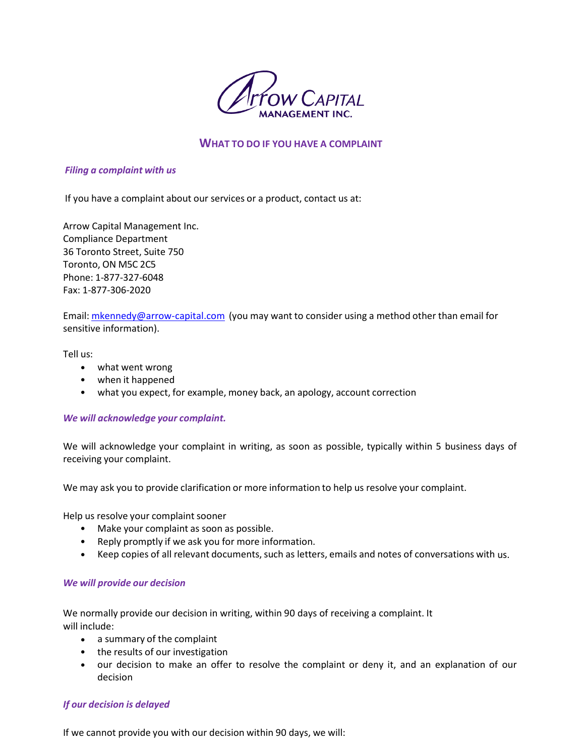Arrow Capital Management Inc.

# What to do if you have a complaint

***Filing a complaint with us***

If you have a complaint about our services or a product, contact us at:

Arrow Capital Management Inc.
Compliance Department
36 Toronto Street, Suite 750
Toronto, ON M5C 2C5
Phone: 1-877-327-6048
Fax: 1-877-306-2020

Email: mkennedy@arrow-capital.com (you may want to consider using a method other than email for sensitive information).

Tell us:

- what went wrong
- when it happened
- what you expect, for example, money back, an apology, account correction

***We will acknowledge your complaint.***

We will acknowledge your complaint in writing, as soon as possible, typically within 5 business days of receiving your complaint.

We may ask you to provide clarification or more information to help us resolve your complaint.

Help us resolve your complaint sooner

- Make your complaint as soon as possible.
- Reply promptly if we ask you for more information.
- Keep copies of all relevant documents, such as letters, emails and notes of conversations with us.

***We will provide our decision***

We normally provide our decision in writing, within 90 days of receiving a complaint. It will include:

- a summary of the complaint
- the results of our investigation
- our decision to make an offer to resolve the complaint or deny it, and an explanation of our decision

***If our decision is delayed***

If we cannot provide you with our decision within 90 days, we will: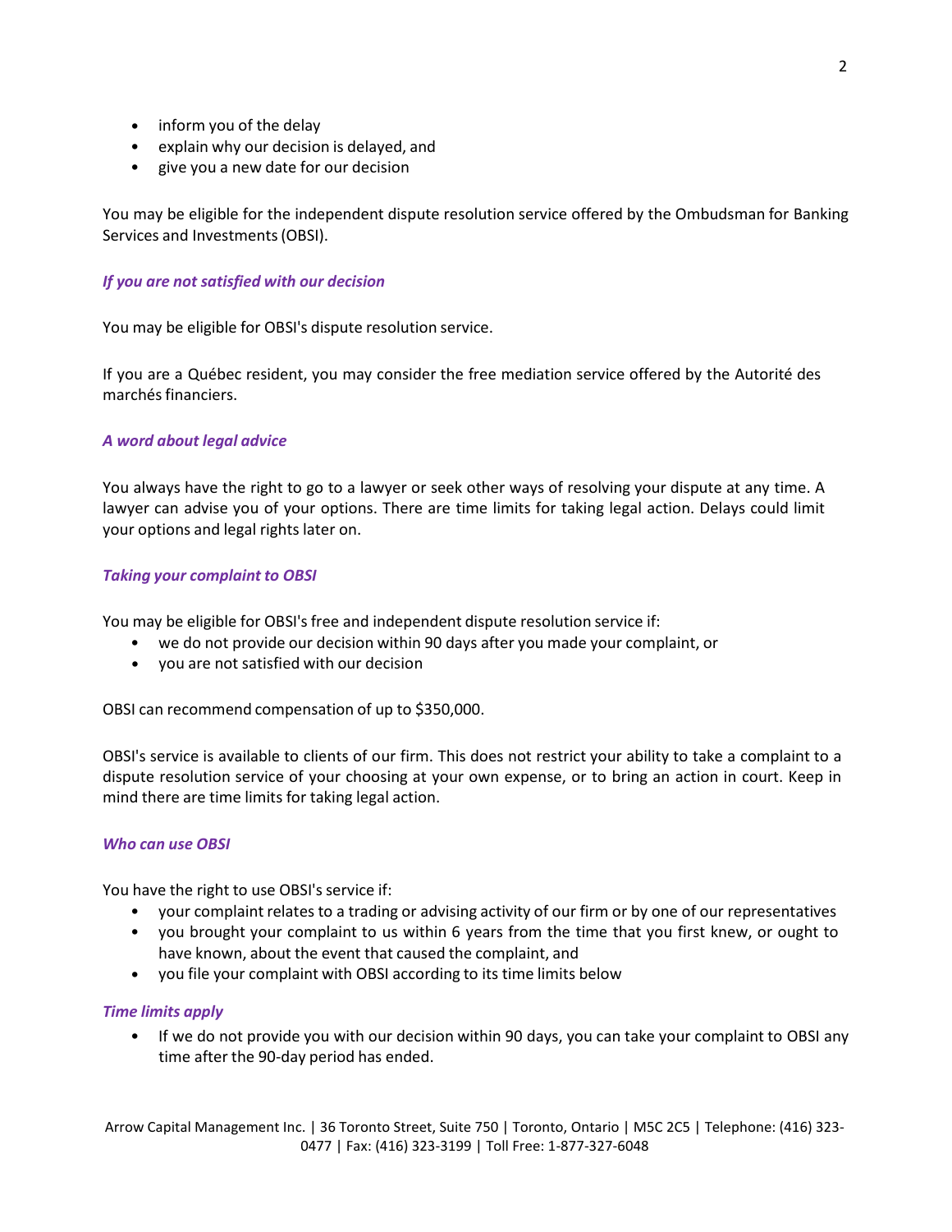- inform you of the delay
- explain why our decision is delayed, and
- give you a new date for our decision

You may be eligible for the independent dispute resolution service offered by the Ombudsman for Banking Services and Investments (OBSI).

### *If you are not satisfied with our decision*

You may be eligible for OBSI's dispute resolution service.

If you are a Québec resident, you may consider the free mediation service offered by the Autorité des marchés financiers.

### *A word about legal advice*

You always have the right to go to a lawyer or seek other ways of resolving your dispute at any time. A lawyer can advise you of your options. There are time limits for taking legal action. Delays could limit your options and legal rights later on.

### *Taking your complaint to OBSI*

You may be eligible for OBSI's free and independent dispute resolution service if:

- we do not provide our decision within 90 days after you made your complaint, or
- you are not satisfied with our decision

OBSI can recommend compensation of up to $350,000.

OBSI's service is available to clients of our firm. This does not restrict your ability to take a complaint to a dispute resolution service of your choosing at your own expense, or to bring an action in court. Keep in mind there are time limits for taking legal action.

### *Who can use OBSI*

You have the right to use OBSI's service if:

- your complaint relates to a trading or advising activity of our firm or by one of our representatives
- you brought your complaint to us within 6 years from the time that you first knew, or ought to have known, about the event that caused the complaint, and
- you file your complaint with OBSI according to its time limits below

### *Time limits apply*

- If we do not provide you with our decision within 90 days, you can take your complaint to OBSI any time after the 90-day period has ended.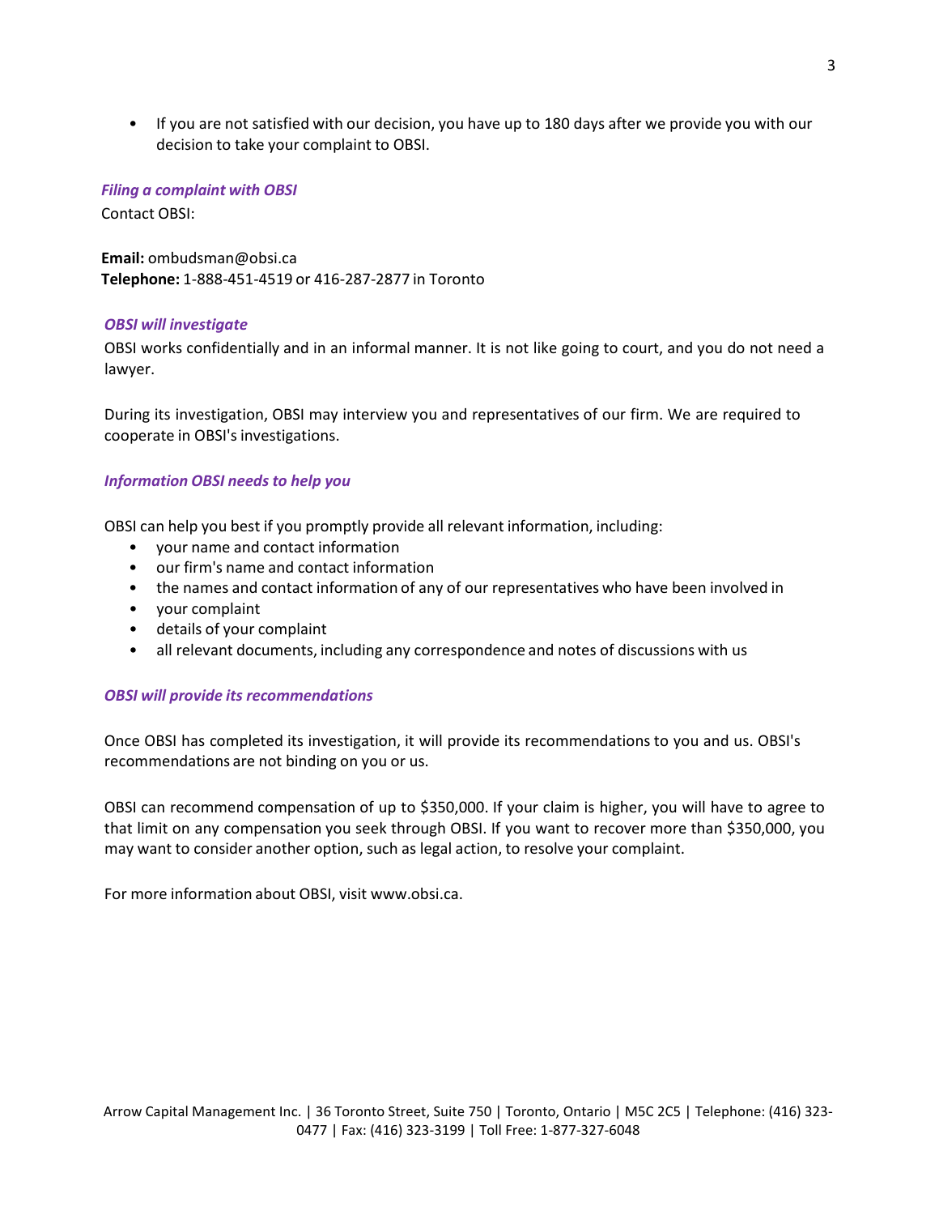- If you are not satisfied with our decision, you have up to 180 days after we provide you with our decision to take your complaint to OBSI.

***Filing a complaint with OBSI***

Contact OBSI:

**Email:** ombudsman@obsi.ca
**Telephone:** 1-888-451-4519 or 416-287-2877 in Toronto

***OBSI will investigate***

OBSI works confidentially and in an informal manner. It is not like going to court, and you do not need a lawyer.

During its investigation, OBSI may interview you and representatives of our firm. We are required to cooperate in OBSI's investigations.

***Information OBSI needs to help you***

OBSI can help you best if you promptly provide all relevant information, including:

- your name and contact information
- our firm's name and contact information
- the names and contact information of any of our representatives who have been involved in
- your complaint
- details of your complaint
- all relevant documents, including any correspondence and notes of discussions with us

***OBSI will provide its recommendations***

Once OBSI has completed its investigation, it will provide its recommendations to you and us. OBSI's recommendations are not binding on you or us.

OBSI can recommend compensation of up to $350,000. If your claim is higher, you will have to agree to that limit on any compensation you seek through OBSI. If you want to recover more than $350,000, you may want to consider another option, such as legal action, to resolve your complaint.

For more information about OBSI, visit www.obsi.ca.